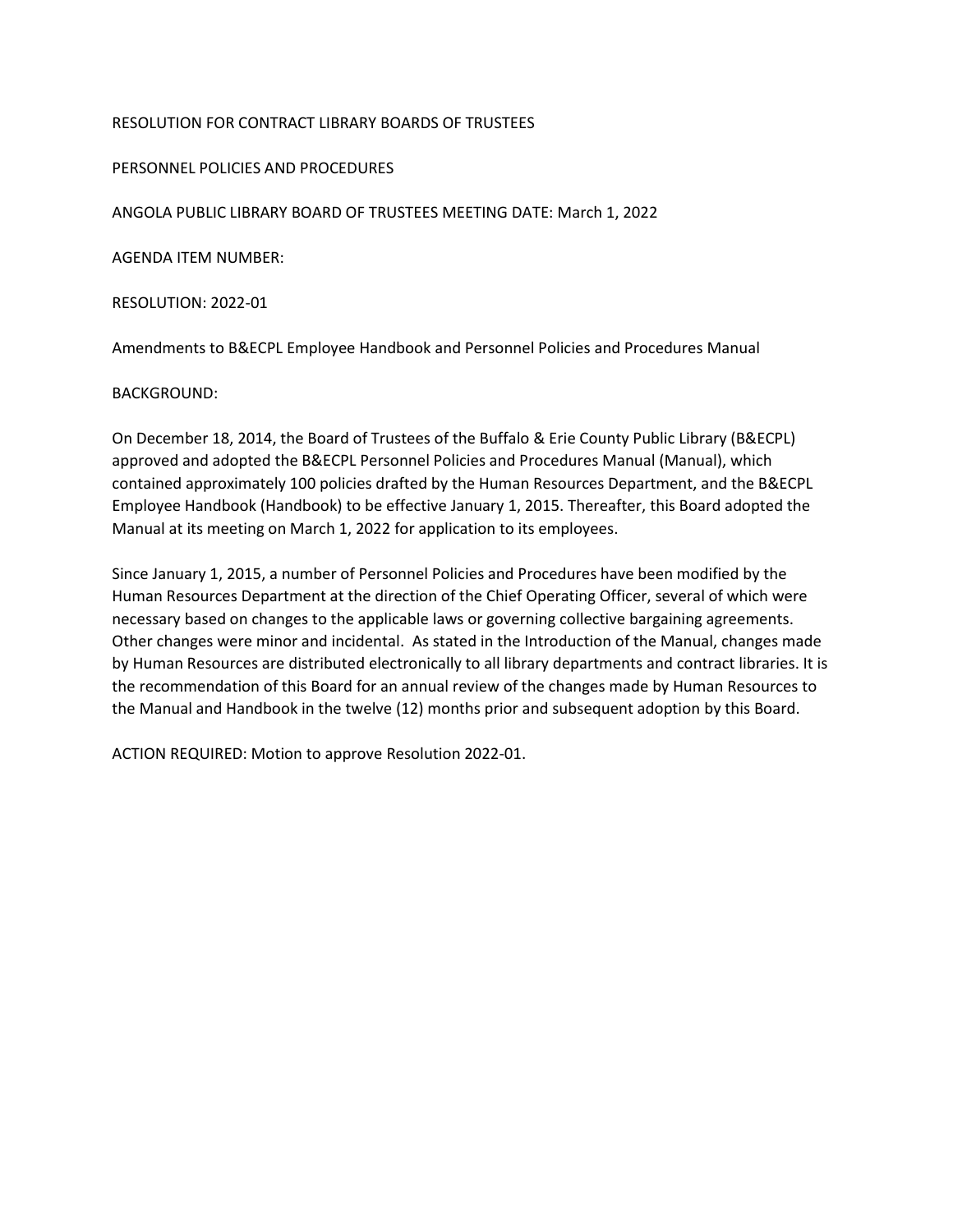RESOLUTION FOR CONTRACT LIBRARY BOARDS OF TRUSTEES

PERSONNEL POLICIES AND PROCEDURES

ANGOLA PUBLIC LIBRARY BOARD OF TRUSTEES MEETING DATE: March 1, 2022

AGENDA ITEM NUMBER:

RESOLUTION: 2022-01

Amendments to B&ECPL Employee Handbook and Personnel Policies and Procedures Manual

BACKGROUND:

On December 18, 2014, the Board of Trustees of the Buffalo & Erie County Public Library (B&ECPL) approved and adopted the B&ECPL Personnel Policies and Procedures Manual (Manual), which contained approximately 100 policies drafted by the Human Resources Department, and the B&ECPL Employee Handbook (Handbook) to be effective January 1, 2015. Thereafter, this Board adopted the Manual at its meeting on March 1, 2022 for application to its employees.

Since January 1, 2015, a number of Personnel Policies and Procedures have been modified by the Human Resources Department at the direction of the Chief Operating Officer, several of which were necessary based on changes to the applicable laws or governing collective bargaining agreements. Other changes were minor and incidental. As stated in the Introduction of the Manual, changes made by Human Resources are distributed electronically to all library departments and contract libraries. It is the recommendation of this Board for an annual review of the changes made by Human Resources to the Manual and Handbook in the twelve (12) months prior and subsequent adoption by this Board.

ACTION REQUIRED: Motion to approve Resolution 2022-01.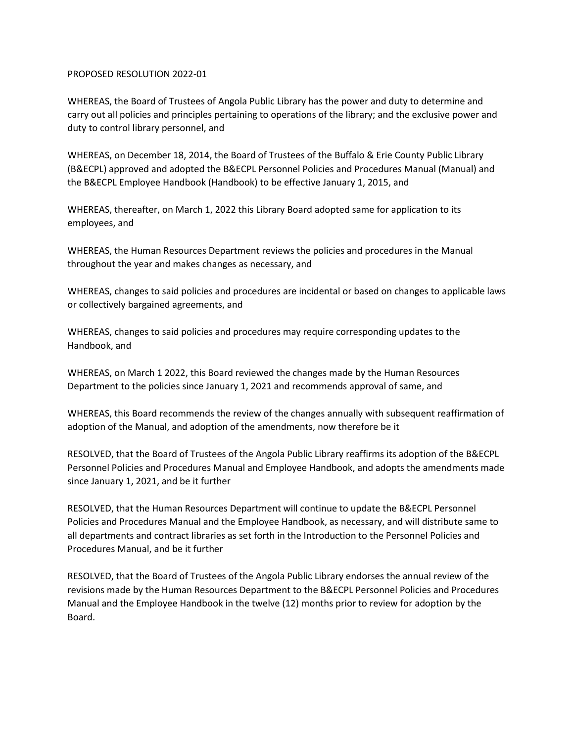PROPOSED RESOLUTION 2022-01

WHEREAS, the Board of Trustees of Angola Public Library has the power and duty to determine and carry out all policies and principles pertaining to operations of the library; and the exclusive power and duty to control library personnel, and

WHEREAS, on December 18, 2014, the Board of Trustees of the Buffalo & Erie County Public Library (B&ECPL) approved and adopted the B&ECPL Personnel Policies and Procedures Manual (Manual) and the B&ECPL Employee Handbook (Handbook) to be effective January 1, 2015, and

WHEREAS, thereafter, on March 1, 2022 this Library Board adopted same for application to its employees, and

WHEREAS, the Human Resources Department reviews the policies and procedures in the Manual throughout the year and makes changes as necessary, and

WHEREAS, changes to said policies and procedures are incidental or based on changes to applicable laws or collectively bargained agreements, and

WHEREAS, changes to said policies and procedures may require corresponding updates to the Handbook, and

WHEREAS, on March 1 2022, this Board reviewed the changes made by the Human Resources Department to the policies since January 1, 2021 and recommends approval of same, and

WHEREAS, this Board recommends the review of the changes annually with subsequent reaffirmation of adoption of the Manual, and adoption of the amendments, now therefore be it

RESOLVED, that the Board of Trustees of the Angola Public Library reaffirms its adoption of the B&ECPL Personnel Policies and Procedures Manual and Employee Handbook, and adopts the amendments made since January 1, 2021, and be it further

RESOLVED, that the Human Resources Department will continue to update the B&ECPL Personnel Policies and Procedures Manual and the Employee Handbook, as necessary, and will distribute same to all departments and contract libraries as set forth in the Introduction to the Personnel Policies and Procedures Manual, and be it further

RESOLVED, that the Board of Trustees of the Angola Public Library endorses the annual review of the revisions made by the Human Resources Department to the B&ECPL Personnel Policies and Procedures Manual and the Employee Handbook in the twelve (12) months prior to review for adoption by the Board.